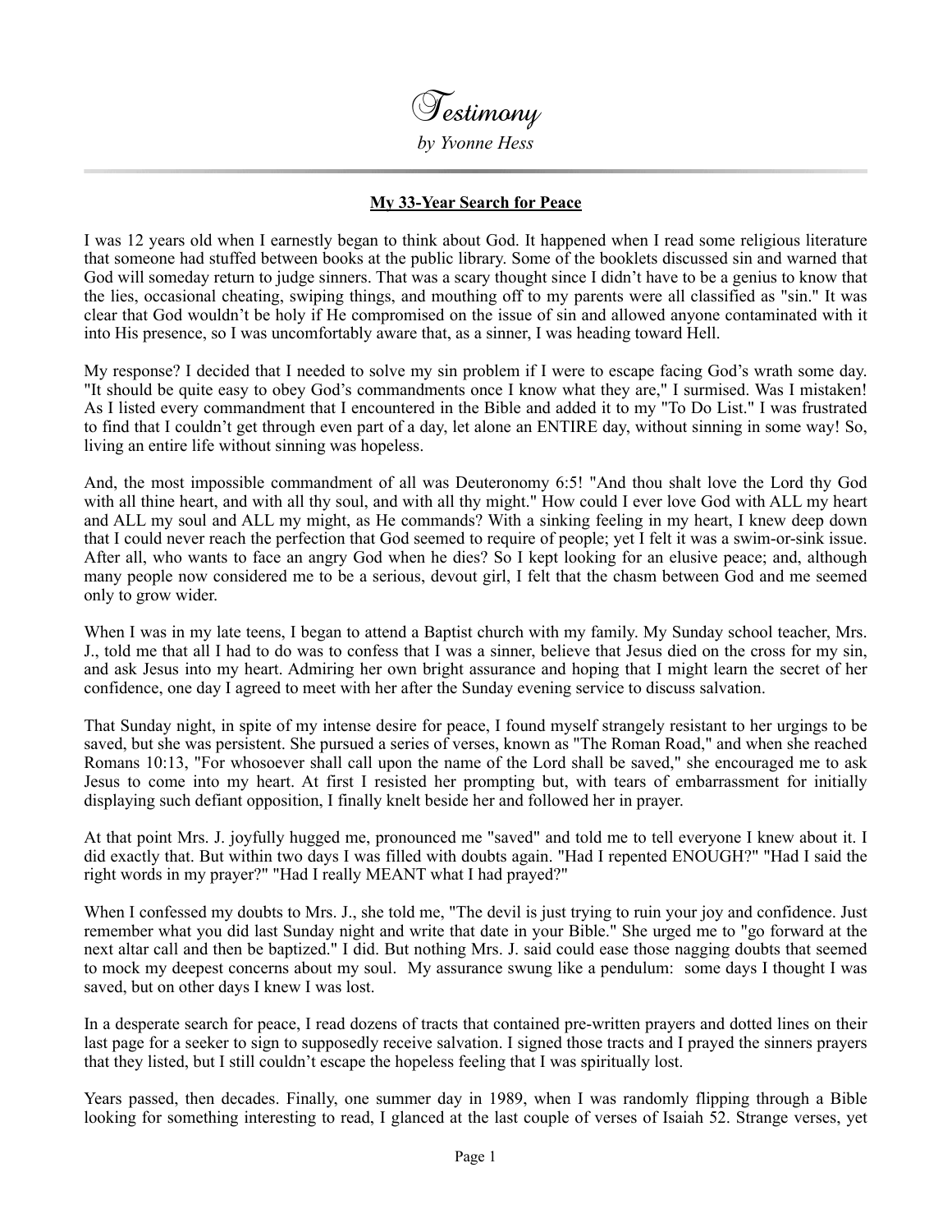# Testimony

*by Yvonne Hess*

---

## My 33-Year Search for Peace

I was 12 years old when I earnestly began to think about God. It happened when I read some religious literature that someone had stuffed between books at the public library. Some of the booklets discussed sin and warned that God will someday return to judge sinners. That was a scary thought since I didn't have to be a genius to know that the lies, occasional cheating, swiping things, and mouthing off to my parents were all classified as "sin." It was clear that God wouldn't be holy if He compromised on the issue of sin and allowed anyone contaminated with it into His presence, so I was uncomfortably aware that, as a sinner, I was heading toward Hell.

My response? I decided that I needed to solve my sin problem if I were to escape facing God's wrath some day. "It should be quite easy to obey God's commandments once I know what they are," I surmised. Was I mistaken! As I listed every commandment that I encountered in the Bible and added it to my "To Do List." I was frustrated to find that I couldn't get through even part of a day, let alone an ENTIRE day, without sinning in some way! So, living an entire life without sinning was hopeless.

And, the most impossible commandment of all was Deuteronomy 6:5! "And thou shalt love the Lord thy God with all thine heart, and with all thy soul, and with all thy might." How could I ever love God with ALL my heart and ALL my soul and ALL my might, as He commands? With a sinking feeling in my heart, I knew deep down that I could never reach the perfection that God seemed to require of people; yet I felt it was a swim-or-sink issue. After all, who wants to face an angry God when he dies? So I kept looking for an elusive peace; and, although many people now considered me to be a serious, devout girl, I felt that the chasm between God and me seemed only to grow wider.

When I was in my late teens, I began to attend a Baptist church with my family. My Sunday school teacher, Mrs. J., told me that all I had to do was to confess that I was a sinner, believe that Jesus died on the cross for my sin, and ask Jesus into my heart. Admiring her own bright assurance and hoping that I might learn the secret of her confidence, one day I agreed to meet with her after the Sunday evening service to discuss salvation.

That Sunday night, in spite of my intense desire for peace, I found myself strangely resistant to her urgings to be saved, but she was persistent. She pursued a series of verses, known as "The Roman Road," and when she reached Romans 10:13, "For whosoever shall call upon the name of the Lord shall be saved," she encouraged me to ask Jesus to come into my heart. At first I resisted her prompting but, with tears of embarrassment for initially displaying such defiant opposition, I finally knelt beside her and followed her in prayer.

At that point Mrs. J. joyfully hugged me, pronounced me "saved" and told me to tell everyone I knew about it. I did exactly that. But within two days I was filled with doubts again. "Had I repented ENOUGH?" "Had I said the right words in my prayer?" "Had I really MEANT what I had prayed?"

When I confessed my doubts to Mrs. J., she told me, "The devil is just trying to ruin your joy and confidence. Just remember what you did last Sunday night and write that date in your Bible." She urged me to "go forward at the next altar call and then be baptized." I did. But nothing Mrs. J. said could ease those nagging doubts that seemed to mock my deepest concerns about my soul. My assurance swung like a pendulum: some days I thought I was saved, but on other days I knew I was lost.

In a desperate search for peace, I read dozens of tracts that contained pre-written prayers and dotted lines on their last page for a seeker to sign to supposedly receive salvation. I signed those tracts and I prayed the sinners prayers that they listed, but I still couldn't escape the hopeless feeling that I was spiritually lost.

Years passed, then decades. Finally, one summer day in 1989, when I was randomly flipping through a Bible looking for something interesting to read, I glanced at the last couple of verses of Isaiah 52. Strange verses, yet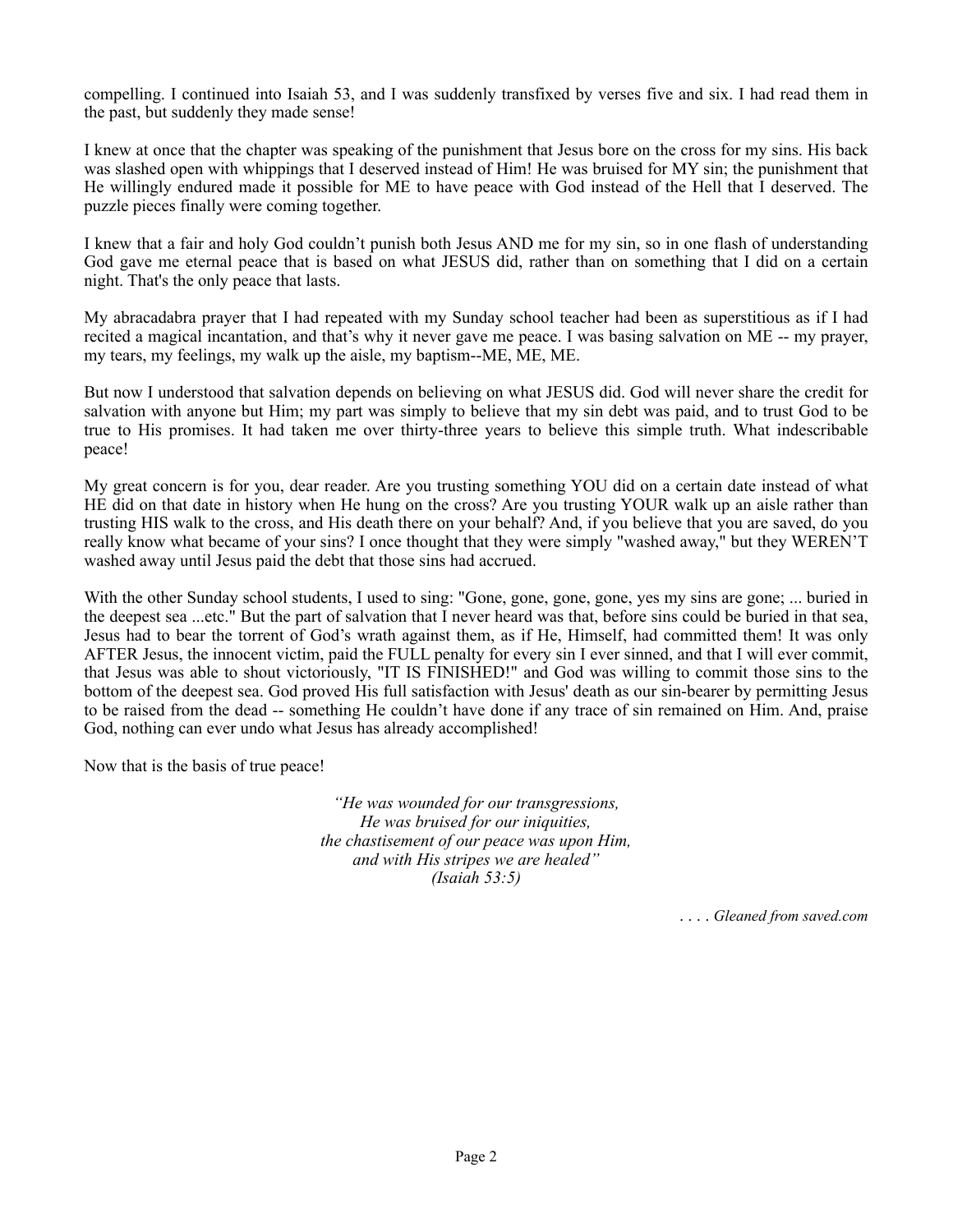compelling. I continued into Isaiah 53, and I was suddenly transfixed by verses five and six. I had read them in the past, but suddenly they made sense!

I knew at once that the chapter was speaking of the punishment that Jesus bore on the cross for my sins. His back was slashed open with whippings that I deserved instead of Him! He was bruised for MY sin; the punishment that He willingly endured made it possible for ME to have peace with God instead of the Hell that I deserved. The puzzle pieces finally were coming together.

I knew that a fair and holy God couldn't punish both Jesus AND me for my sin, so in one flash of understanding God gave me eternal peace that is based on what JESUS did, rather than on something that I did on a certain night. That's the only peace that lasts.

My abracadabra prayer that I had repeated with my Sunday school teacher had been as superstitious as if I had recited a magical incantation, and that's why it never gave me peace. I was basing salvation on ME -- my prayer, my tears, my feelings, my walk up the aisle, my baptism--ME, ME, ME.

But now I understood that salvation depends on believing on what JESUS did. God will never share the credit for salvation with anyone but Him; my part was simply to believe that my sin debt was paid, and to trust God to be true to His promises. It had taken me over thirty-three years to believe this simple truth. What indescribable peace!

My great concern is for you, dear reader. Are you trusting something YOU did on a certain date instead of what HE did on that date in history when He hung on the cross? Are you trusting YOUR walk up an aisle rather than trusting HIS walk to the cross, and His death there on your behalf? And, if you believe that you are saved, do you really know what became of your sins? I once thought that they were simply "washed away," but they WEREN'T washed away until Jesus paid the debt that those sins had accrued.

With the other Sunday school students, I used to sing: "Gone, gone, gone, gone, yes my sins are gone; ... buried in the deepest sea ...etc." But the part of salvation that I never heard was that, before sins could be buried in that sea, Jesus had to bear the torrent of God's wrath against them, as if He, Himself, had committed them! It was only AFTER Jesus, the innocent victim, paid the FULL penalty for every sin I ever sinned, and that I will ever commit, that Jesus was able to shout victoriously, "IT IS FINISHED!" and God was willing to commit those sins to the bottom of the deepest sea. God proved His full satisfaction with Jesus' death as our sin-bearer by permitting Jesus to be raised from the dead -- something He couldn't have done if any trace of sin remained on Him. And, praise God, nothing can ever undo what Jesus has already accomplished!

Now that is the basis of true peace!

*"He was wounded for our transgressions,*
*He was bruised for our iniquities,*
*the chastisement of our peace was upon Him,*
*and with His stripes we are healed"*
*(Isaiah 53:5)*

. . . . *Gleaned from saved.com*